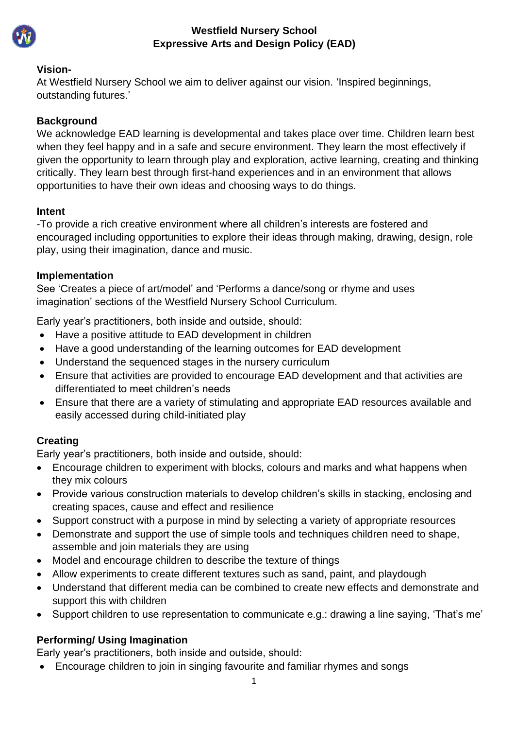# Westfield Nursery School
## Expressive Arts and Design Policy (EAD)

**Vision-**

At Westfield Nursery School we aim to deliver against our vision. 'Inspired beginnings, outstanding futures.'

**Background**

We acknowledge EAD learning is developmental and takes place over time. Children learn best when they feel happy and in a safe and secure environment. They learn the most effectively if given the opportunity to learn through play and exploration, active learning, creating and thinking critically. They learn best through first-hand experiences and in an environment that allows opportunities to have their own ideas and choosing ways to do things.

**Intent**

-To provide a rich creative environment where all children's interests are fostered and encouraged including opportunities to explore their ideas through making, drawing, design, role play, using their imagination, dance and music.

**Implementation**

See 'Creates a piece of art/model' and 'Performs a dance/song or rhyme and uses imagination' sections of the Westfield Nursery School Curriculum.

Early year's practitioners, both inside and outside, should:

- Have a positive attitude to EAD development in children
- Have a good understanding of the learning outcomes for EAD development
- Understand the sequenced stages in the nursery curriculum
- Ensure that activities are provided to encourage EAD development and that activities are differentiated to meet children's needs
- Ensure that there are a variety of stimulating and appropriate EAD resources available and easily accessed during child-initiated play

**Creating**

Early year's practitioners, both inside and outside, should:

- Encourage children to experiment with blocks, colours and marks and what happens when they mix colours
- Provide various construction materials to develop children's skills in stacking, enclosing and creating spaces, cause and effect and resilience
- Support construct with a purpose in mind by selecting a variety of appropriate resources
- Demonstrate and support the use of simple tools and techniques children need to shape, assemble and join materials they are using
- Model and encourage children to describe the texture of things
- Allow experiments to create different textures such as sand, paint, and playdough
- Understand that different media can be combined to create new effects and demonstrate and support this with children
- Support children to use representation to communicate e.g.: drawing a line saying, 'That's me'

**Performing/ Using Imagination**

Early year's practitioners, both inside and outside, should:

- Encourage children to join in singing favourite and familiar rhymes and songs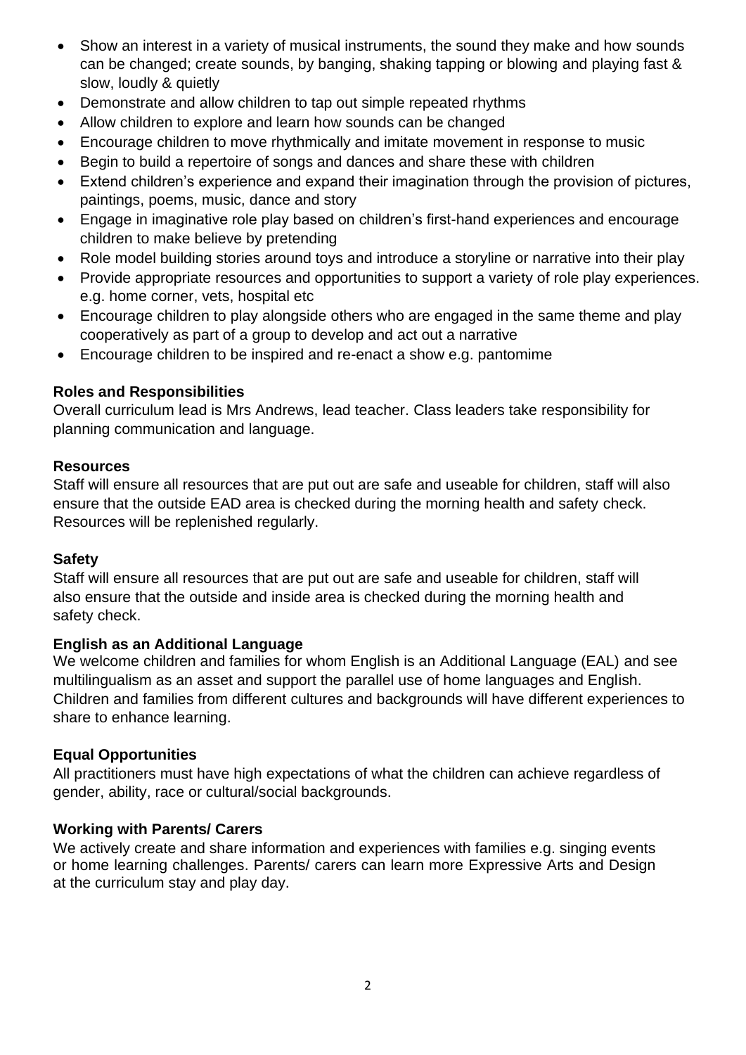- Show an interest in a variety of musical instruments, the sound they make and how sounds can be changed; create sounds, by banging, shaking tapping or blowing and playing fast & slow, loudly & quietly
- Demonstrate and allow children to tap out simple repeated rhythms
- Allow children to explore and learn how sounds can be changed
- Encourage children to move rhythmically and imitate movement in response to music
- Begin to build a repertoire of songs and dances and share these with children
- Extend children's experience and expand their imagination through the provision of pictures, paintings, poems, music, dance and story
- Engage in imaginative role play based on children's first-hand experiences and encourage children to make believe by pretending
- Role model building stories around toys and introduce a storyline or narrative into their play
- Provide appropriate resources and opportunities to support a variety of role play experiences. e.g. home corner, vets, hospital etc
- Encourage children to play alongside others who are engaged in the same theme and play cooperatively as part of a group to develop and act out a narrative
- Encourage children to be inspired and re-enact a show e.g. pantomime

**Roles and Responsibilities**

Overall curriculum lead is Mrs Andrews, lead teacher. Class leaders take responsibility for planning communication and language.

**Resources**

Staff will ensure all resources that are put out are safe and useable for children, staff will also ensure that the outside EAD area is checked during the morning health and safety check. Resources will be replenished regularly.

**Safety**

Staff will ensure all resources that are put out are safe and useable for children, staff will also ensure that the outside and inside area is checked during the morning health and safety check.

**English as an Additional Language**

We welcome children and families for whom English is an Additional Language (EAL) and see multilingualism as an asset and support the parallel use of home languages and English. Children and families from different cultures and backgrounds will have different experiences to share to enhance learning.

**Equal Opportunities**

All practitioners must have high expectations of what the children can achieve regardless of gender, ability, race or cultural/social backgrounds.

**Working with Parents/ Carers**

We actively create and share information and experiences with families e.g. singing events or home learning challenges. Parents/ carers can learn more Expressive Arts and Design at the curriculum stay and play day.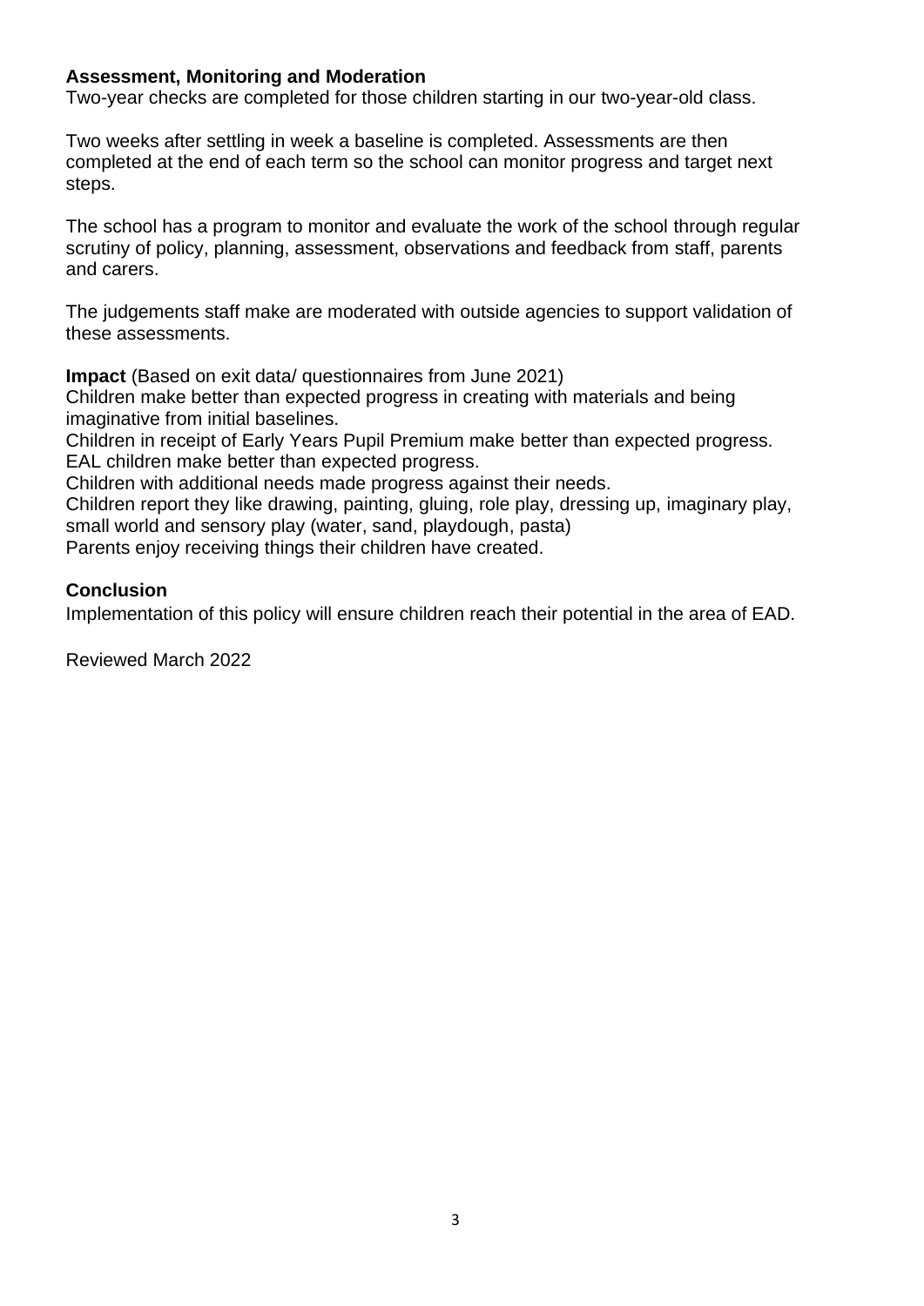**Assessment, Monitoring and Moderation**

Two-year checks are completed for those children starting in our two-year-old class.

Two weeks after settling in week a baseline is completed. Assessments are then completed at the end of each term so the school can monitor progress and target next steps.

The school has a program to monitor and evaluate the work of the school through regular scrutiny of policy, planning, assessment, observations and feedback from staff, parents and carers.

The judgements staff make are moderated with outside agencies to support validation of these assessments.

**Impact** (Based on exit data/ questionnaires from June 2021)
Children make better than expected progress in creating with materials and being imaginative from initial baselines.
Children in receipt of Early Years Pupil Premium make better than expected progress.
EAL children make better than expected progress.
Children with additional needs made progress against their needs.
Children report they like drawing, painting, gluing, role play, dressing up, imaginary play, small world and sensory play (water, sand, playdough, pasta)
Parents enjoy receiving things their children have created.

**Conclusion**

Implementation of this policy will ensure children reach their potential in the area of EAD.

Reviewed March 2022